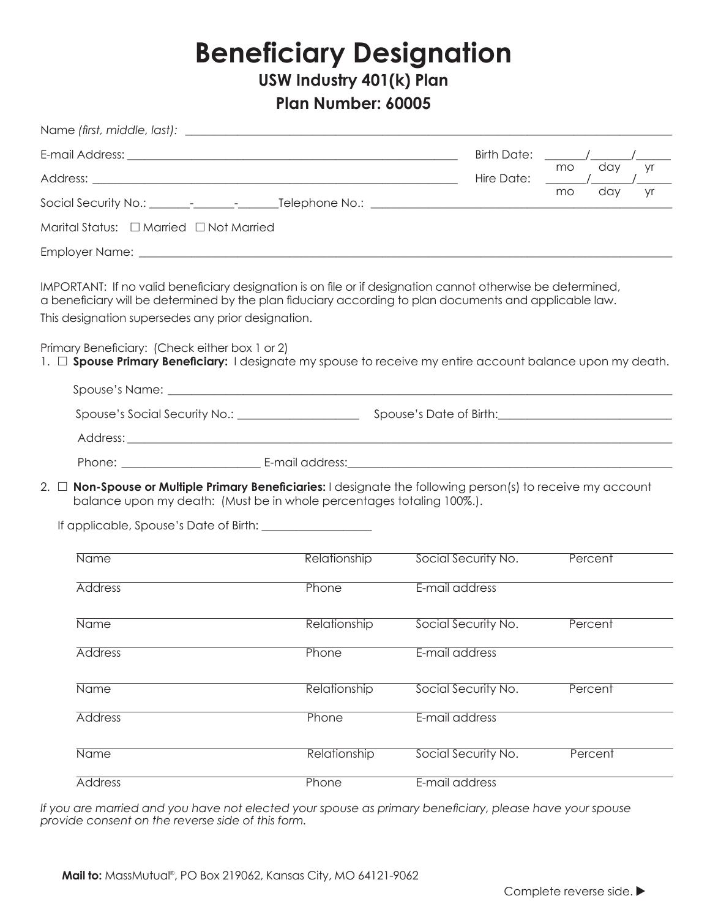# Beneficiary Designation

## USW Industry 401(k) Plan

## Plan Number: 60005

Name *(first, middle, last)*: ____________________________________________

E-mail Address: ______________________________ Birth Date: _____/_____/_____ (mo / day / yr)

Address: ______________________________ Hire Date: _____/_____/_____ (mo / day / yr)

Social Security No.: _______-_______-_______ Telephone No.: ______________________________

Marital Status: ☐ Married ☐ Not Married

Employer Name: ____________________________________________

IMPORTANT: If no valid beneficiary designation is on file or if designation cannot otherwise be determined, a beneficiary will be determined by the plan fiduciary according to plan documents and applicable law.

This designation supersedes any prior designation.

Primary Beneficiary: (Check either box 1 or 2)

1. ☐ **Spouse Primary Beneficiary:** I designate my spouse to receive my entire account balance upon my death.

   Spouse's Name: ____________________________________________

   Spouse's Social Security No.: ____________________ Spouse's Date of Birth: ____________________

   Address: ____________________________________________

   Phone: ____________________ E-mail address: ____________________

2. ☐ **Non-Spouse or Multiple Primary Beneficiaries:** I designate the following person(s) to receive my account balance upon my death: (Must be in whole percentages totaling 100%.).

   If applicable, Spouse's Date of Birth: ____________________

| Name | Relationship | Social Security No. | Percent |
|---|---|---|---|
| Address | Phone | E-mail address | |
| Name | Relationship | Social Security No. | Percent |
| Address | Phone | E-mail address | |
| Name | Relationship | Social Security No. | Percent |
| Address | Phone | E-mail address | |
| Name | Relationship | Social Security No. | Percent |
| Address | Phone | E-mail address | |

*If you are married and you have not elected your spouse as primary beneficiary, please have your spouse provide consent on the reverse side of this form.*

**Mail to:** MassMutual®, PO Box 219062, Kansas City, MO 64121-9062

Complete reverse side. ▶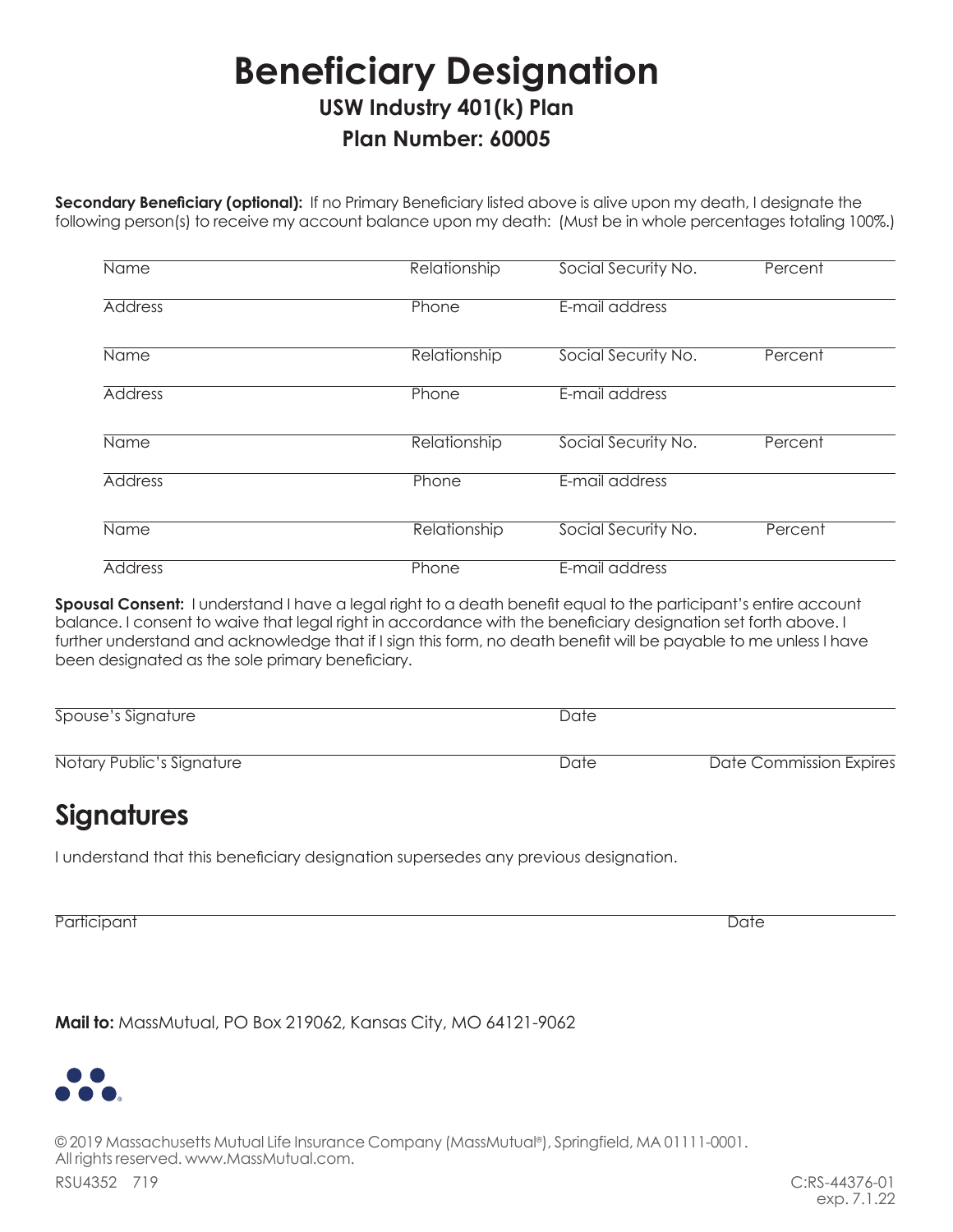# Beneficiary Designation

### USW Industry 401(k) Plan

### Plan Number: 60005

**Secondary Beneficiary (optional):** If no Primary Beneficiary listed above is alive upon my death, I designate the following person(s) to receive my account balance upon my death: (Must be in whole percentages totaling 100%.)

Name　　Relationship　　Social Security No.　　Percent

Address　　Phone　　E-mail address

Name　　Relationship　　Social Security No.　　Percent

Address　　Phone　　E-mail address

Name　　Relationship　　Social Security No.　　Percent

Address　　Phone　　E-mail address

Name　　Relationship　　Social Security No.　　Percent

Address　　Phone　　E-mail address

**Spousal Consent:** I understand I have a legal right to a death benefit equal to the participant's entire account balance. I consent to waive that legal right in accordance with the beneficiary designation set forth above. I further understand and acknowledge that if I sign this form, no death benefit will be payable to me unless I have been designated as the sole primary beneficiary.

Spouse's Signature　　Date

Notary Public's Signature　　Date　　Date Commission Expires

## Signatures

I understand that this beneficiary designation supersedes any previous designation.

Participant　　Date

**Mail to:** MassMutual, PO Box 219062, Kansas City, MO 64121-9062

© 2019 Massachusetts Mutual Life Insurance Company (MassMutual®), Springfield, MA 01111-0001.
All rights reserved. www.MassMutual.com.

RSU4352 719

C:RS-44376-01
exp. 7.1.22